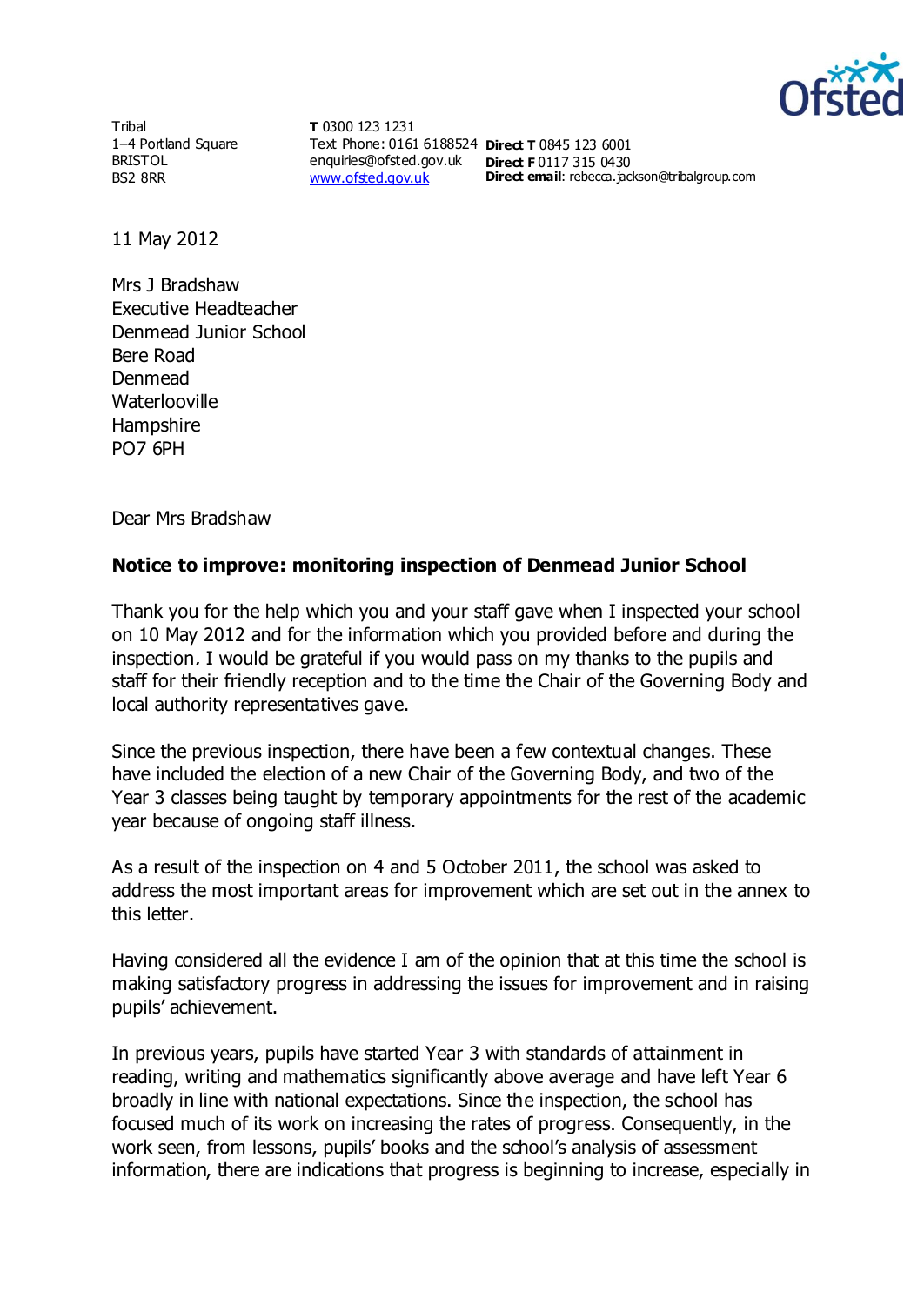Tribal
1–4 Portland Square
BRISTOL
BS2 8RR

**T** 0300 123 1231
Text Phone: 0161 6188524
enquiries@ofsted.gov.uk
www.ofsted.gov.uk

**Direct T** 0845 123 6001
**Direct F** 0117 315 0430
**Direct email**: rebecca.jackson@tribalgroup.com

11 May 2012

Mrs J Bradshaw
Executive Headteacher
Denmead Junior School
Bere Road
Denmead
Waterlooville
Hampshire
PO7 6PH

Dear Mrs Bradshaw

**Notice to improve: monitoring inspection of Denmead Junior School**

Thank you for the help which you and your staff gave when I inspected your school on 10 May 2012 and for the information which you provided before and during the inspection. I would be grateful if you would pass on my thanks to the pupils and staff for their friendly reception and to the time the Chair of the Governing Body and local authority representatives gave.

Since the previous inspection, there have been a few contextual changes. These have included the election of a new Chair of the Governing Body, and two of the Year 3 classes being taught by temporary appointments for the rest of the academic year because of ongoing staff illness.

As a result of the inspection on 4 and 5 October 2011, the school was asked to address the most important areas for improvement which are set out in the annex to this letter.

Having considered all the evidence I am of the opinion that at this time the school is making satisfactory progress in addressing the issues for improvement and in raising pupils' achievement.

In previous years, pupils have started Year 3 with standards of attainment in reading, writing and mathematics significantly above average and have left Year 6 broadly in line with national expectations. Since the inspection, the school has focused much of its work on increasing the rates of progress. Consequently, in the work seen, from lessons, pupils' books and the school's analysis of assessment information, there are indications that progress is beginning to increase, especially in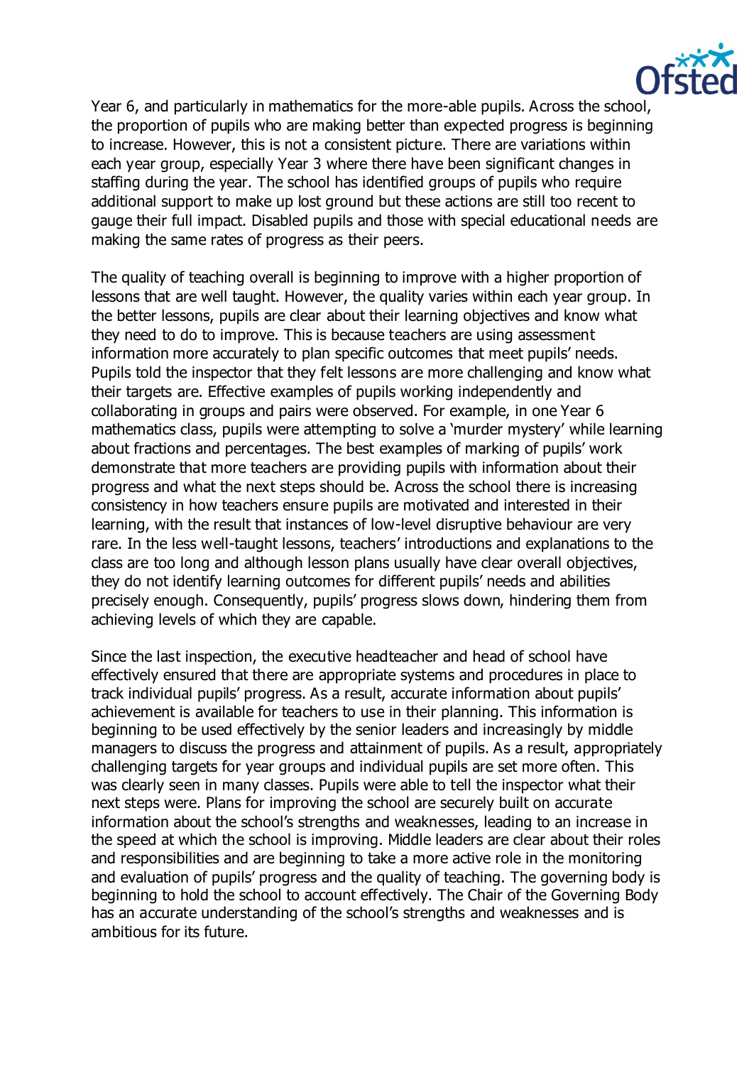Year 6, and particularly in mathematics for the more-able pupils. Across the school, the proportion of pupils who are making better than expected progress is beginning to increase. However, this is not a consistent picture. There are variations within each year group, especially Year 3 where there have been significant changes in staffing during the year. The school has identified groups of pupils who require additional support to make up lost ground but these actions are still too recent to gauge their full impact. Disabled pupils and those with special educational needs are making the same rates of progress as their peers.

The quality of teaching overall is beginning to improve with a higher proportion of lessons that are well taught. However, the quality varies within each year group. In the better lessons, pupils are clear about their learning objectives and know what they need to do to improve. This is because teachers are using assessment information more accurately to plan specific outcomes that meet pupils' needs. Pupils told the inspector that they felt lessons are more challenging and know what their targets are. Effective examples of pupils working independently and collaborating in groups and pairs were observed. For example, in one Year 6 mathematics class, pupils were attempting to solve a 'murder mystery' while learning about fractions and percentages. The best examples of marking of pupils' work demonstrate that more teachers are providing pupils with information about their progress and what the next steps should be. Across the school there is increasing consistency in how teachers ensure pupils are motivated and interested in their learning, with the result that instances of low-level disruptive behaviour are very rare. In the less well-taught lessons, teachers' introductions and explanations to the class are too long and although lesson plans usually have clear overall objectives, they do not identify learning outcomes for different pupils' needs and abilities precisely enough. Consequently, pupils' progress slows down, hindering them from achieving levels of which they are capable.

Since the last inspection, the executive headteacher and head of school have effectively ensured that there are appropriate systems and procedures in place to track individual pupils' progress. As a result, accurate information about pupils' achievement is available for teachers to use in their planning. This information is beginning to be used effectively by the senior leaders and increasingly by middle managers to discuss the progress and attainment of pupils. As a result, appropriately challenging targets for year groups and individual pupils are set more often. This was clearly seen in many classes. Pupils were able to tell the inspector what their next steps were. Plans for improving the school are securely built on accurate information about the school's strengths and weaknesses, leading to an increase in the speed at which the school is improving. Middle leaders are clear about their roles and responsibilities and are beginning to take a more active role in the monitoring and evaluation of pupils' progress and the quality of teaching. The governing body is beginning to hold the school to account effectively. The Chair of the Governing Body has an accurate understanding of the school's strengths and weaknesses and is ambitious for its future.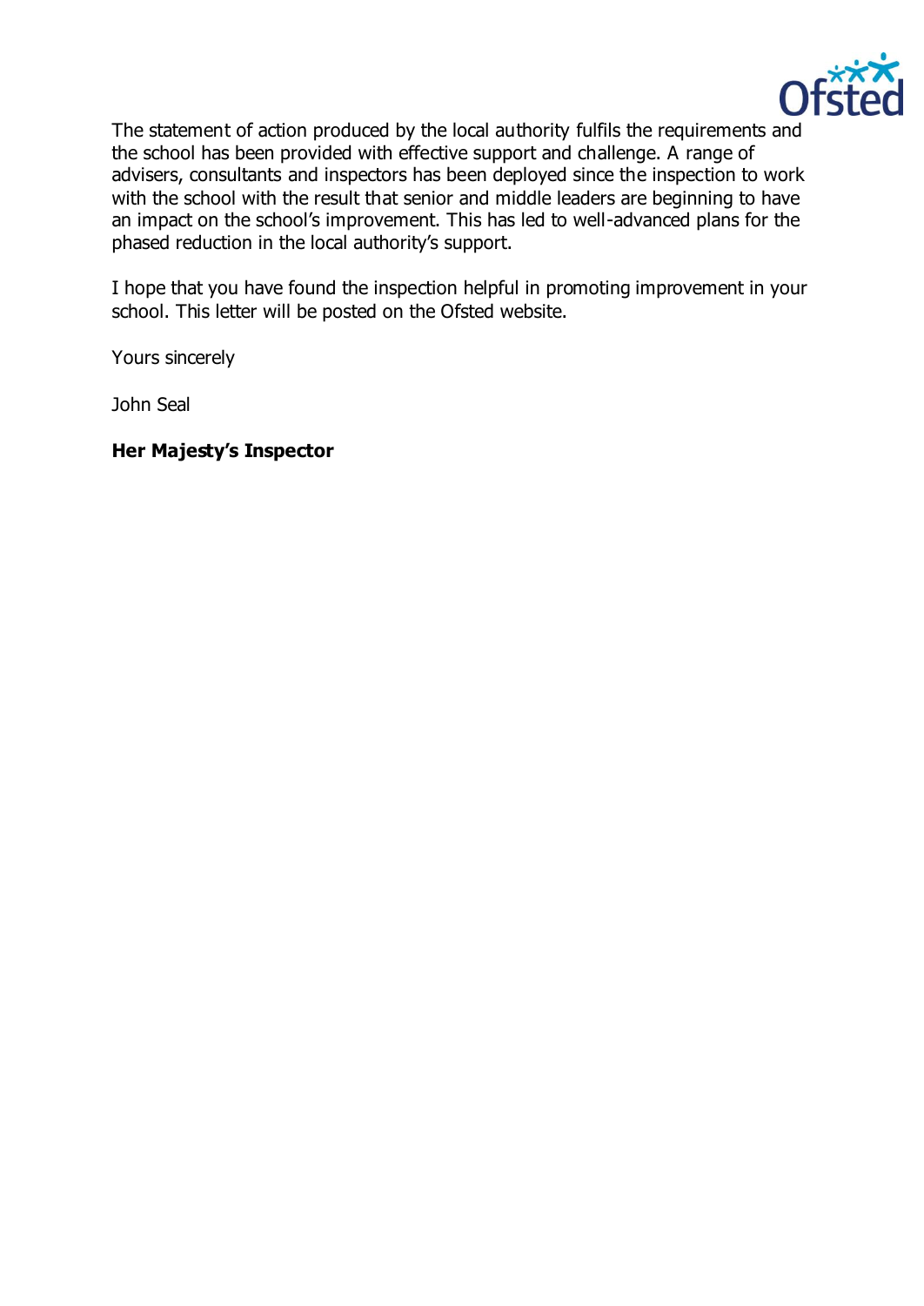The statement of action produced by the local authority fulfils the requirements and the school has been provided with effective support and challenge. A range of advisers, consultants and inspectors has been deployed since the inspection to work with the school with the result that senior and middle leaders are beginning to have an impact on the school's improvement. This has led to well-advanced plans for the phased reduction in the local authority's support.

I hope that you have found the inspection helpful in promoting improvement in your school. This letter will be posted on the Ofsted website.

Yours sincerely

John Seal

**Her Majesty's Inspector**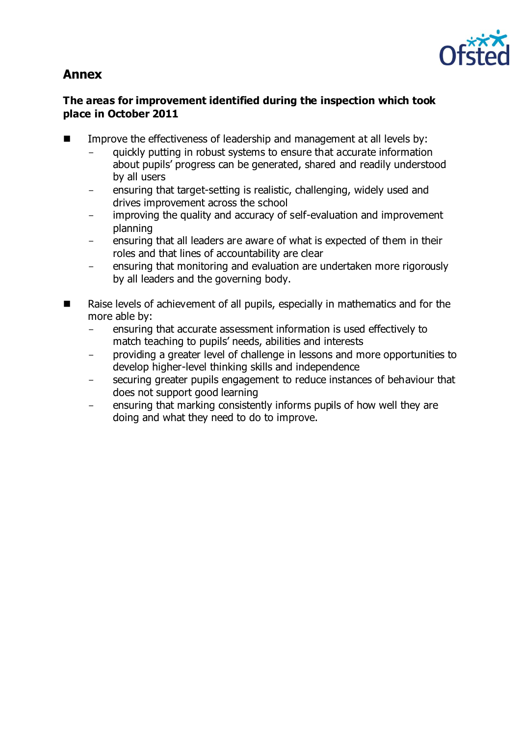## Annex

**The areas for improvement identified during the inspection which took place in October 2011**

- Improve the effectiveness of leadership and management at all levels by:
  - quickly putting in robust systems to ensure that accurate information about pupils' progress can be generated, shared and readily understood by all users
  - ensuring that target-setting is realistic, challenging, widely used and drives improvement across the school
  - improving the quality and accuracy of self-evaluation and improvement planning
  - ensuring that all leaders are aware of what is expected of them in their roles and that lines of accountability are clear
  - ensuring that monitoring and evaluation are undertaken more rigorously by all leaders and the governing body.

- Raise levels of achievement of all pupils, especially in mathematics and for the more able by:
  - ensuring that accurate assessment information is used effectively to match teaching to pupils' needs, abilities and interests
  - providing a greater level of challenge in lessons and more opportunities to develop higher-level thinking skills and independence
  - securing greater pupils engagement to reduce instances of behaviour that does not support good learning
  - ensuring that marking consistently informs pupils of how well they are doing and what they need to do to improve.